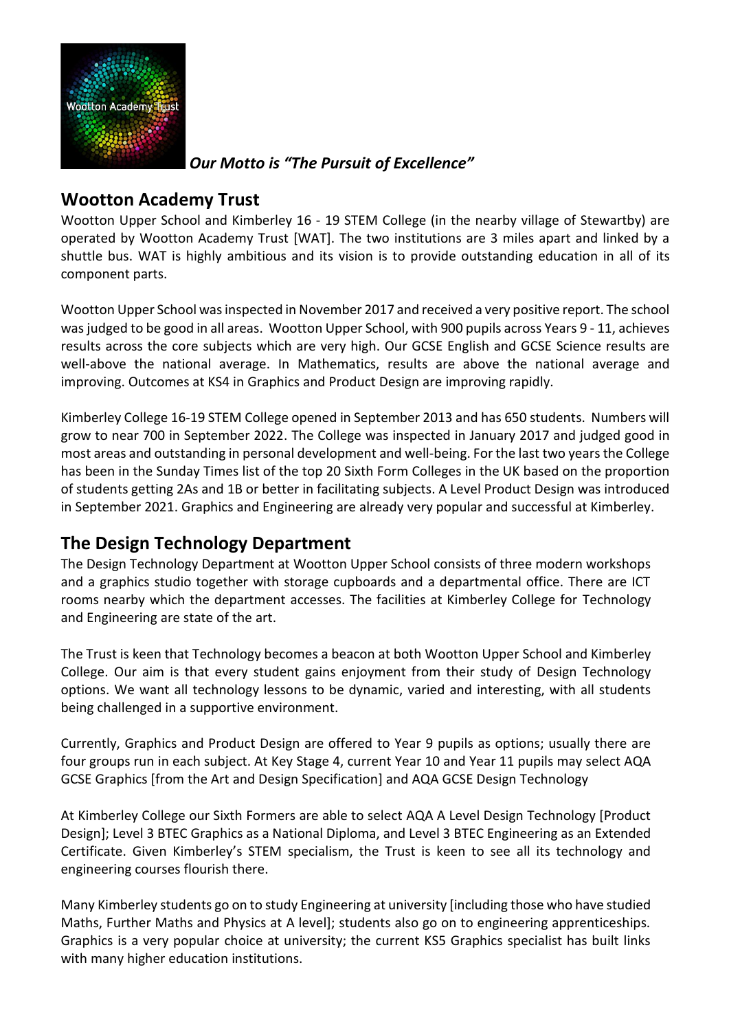*Our Motto is "The Pursuit of Excellence"*

## Wootton Academy Trust

Wootton Upper School and Kimberley 16 - 19 STEM College (in the nearby village of Stewartby) are operated by Wootton Academy Trust [WAT]. The two institutions are 3 miles apart and linked by a shuttle bus. WAT is highly ambitious and its vision is to provide outstanding education in all of its component parts.

Wootton Upper School was inspected in November 2017 and received a very positive report. The school was judged to be good in all areas. Wootton Upper School, with 900 pupils across Years 9 - 11, achieves results across the core subjects which are very high. Our GCSE English and GCSE Science results are well-above the national average. In Mathematics, results are above the national average and improving. Outcomes at KS4 in Graphics and Product Design are improving rapidly.

Kimberley College 16-19 STEM College opened in September 2013 and has 650 students. Numbers will grow to near 700 in September 2022. The College was inspected in January 2017 and judged good in most areas and outstanding in personal development and well-being. For the last two years the College has been in the Sunday Times list of the top 20 Sixth Form Colleges in the UK based on the proportion of students getting 2As and 1B or better in facilitating subjects. A Level Product Design was introduced in September 2021. Graphics and Engineering are already very popular and successful at Kimberley.

## The Design Technology Department

The Design Technology Department at Wootton Upper School consists of three modern workshops and a graphics studio together with storage cupboards and a departmental office. There are ICT rooms nearby which the department accesses. The facilities at Kimberley College for Technology and Engineering are state of the art.

The Trust is keen that Technology becomes a beacon at both Wootton Upper School and Kimberley College. Our aim is that every student gains enjoyment from their study of Design Technology options. We want all technology lessons to be dynamic, varied and interesting, with all students being challenged in a supportive environment.

Currently, Graphics and Product Design are offered to Year 9 pupils as options; usually there are four groups run in each subject. At Key Stage 4, current Year 10 and Year 11 pupils may select AQA GCSE Graphics [from the Art and Design Specification] and AQA GCSE Design Technology

At Kimberley College our Sixth Formers are able to select AQA A Level Design Technology [Product Design]; Level 3 BTEC Graphics as a National Diploma, and Level 3 BTEC Engineering as an Extended Certificate. Given Kimberley's STEM specialism, the Trust is keen to see all its technology and engineering courses flourish there.

Many Kimberley students go on to study Engineering at university [including those who have studied Maths, Further Maths and Physics at A level]; students also go on to engineering apprenticeships. Graphics is a very popular choice at university; the current KS5 Graphics specialist has built links with many higher education institutions.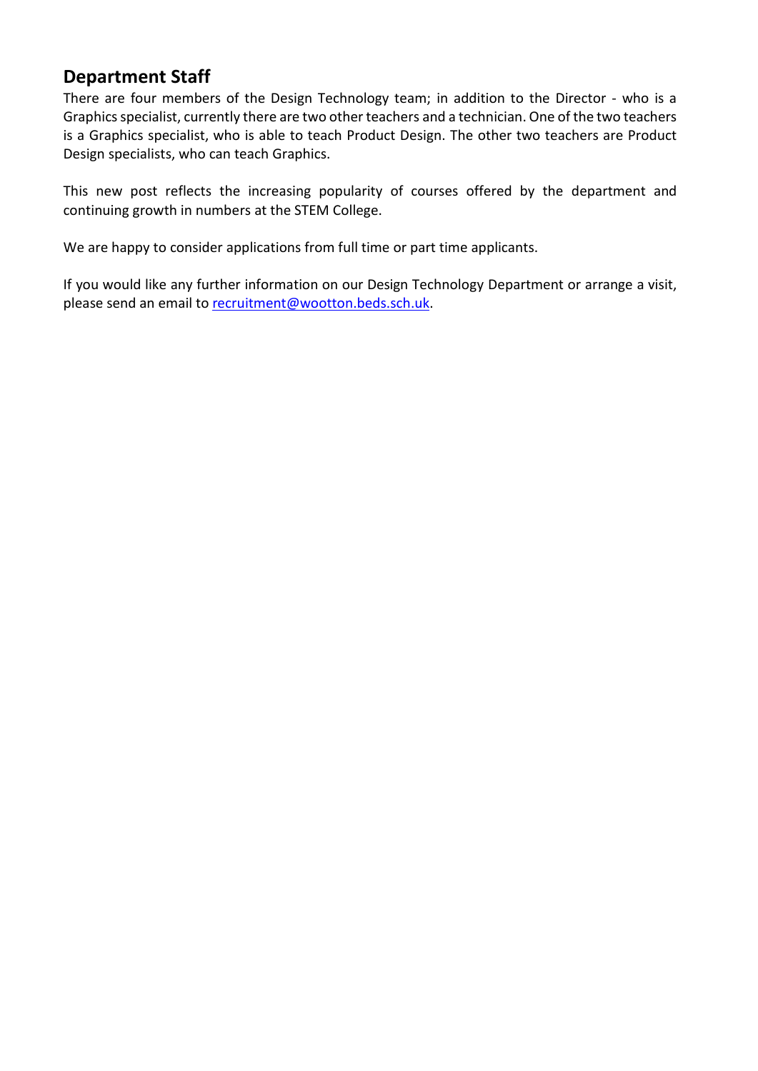## Department Staff

There are four members of the Design Technology team; in addition to the Director - who is a Graphics specialist, currently there are two other teachers and a technician. One of the two teachers is a Graphics specialist, who is able to teach Product Design. The other two teachers are Product Design specialists, who can teach Graphics.

This new post reflects the increasing popularity of courses offered by the department and continuing growth in numbers at the STEM College.

We are happy to consider applications from full time or part time applicants.

If you would like any further information on our Design Technology Department or arrange a visit, please send an email to [recruitment@wootton.beds.sch.uk](mailto:recruitment@wootton.beds.sch.uk).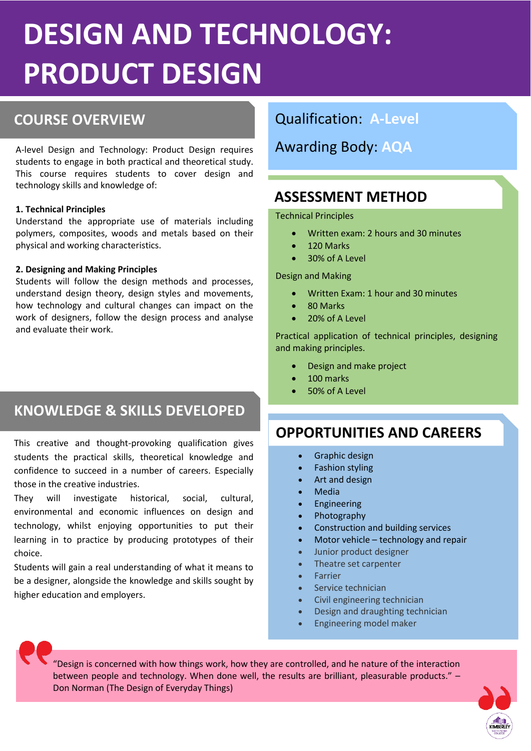# DESIGN AND TECHNOLOGY: PRODUCT DESIGN

## COURSE OVERVIEW

A-level Design and Technology: Product Design requires students to engage in both practical and theoretical study. This course requires students to cover design and technology skills and knowledge of:

**1. Technical Principles**
Understand the appropriate use of materials including polymers, composites, woods and metals based on their physical and working characteristics.

**2. Designing and Making Principles**
Students will follow the design methods and processes, understand design theory, design styles and movements, how technology and cultural changes can impact on the work of designers, follow the design process and analyse and evaluate their work.

## KNOWLEDGE & SKILLS DEVELOPED

This creative and thought-provoking qualification gives students the practical skills, theoretical knowledge and confidence to succeed in a number of careers. Especially those in the creative industries.

They will investigate historical, social, cultural, environmental and economic influences on design and technology, whilst enjoying opportunities to put their learning in to practice by producing prototypes of their choice.

Students will gain a real understanding of what it means to be a designer, alongside the knowledge and skills sought by higher education and employers.

Qualification: **A-Level**

Awarding Body: **AQA**

## ASSESSMENT METHOD

Technical Principles

- Written exam: 2 hours and 30 minutes
- 120 Marks
- 30% of A Level

Design and Making

- Written Exam: 1 hour and 30 minutes
- 80 Marks
- 20% of A Level

Practical application of technical principles, designing and making principles.

- Design and make project
- 100 marks
- 50% of A Level

## OPPORTUNITIES AND CAREERS

- Graphic design
- Fashion styling
- Art and design
- Media
- Engineering
- Photography
- Construction and building services
- Motor vehicle – technology and repair
- Junior product designer
- Theatre set carpenter
- Farrier
- Service technician
- Civil engineering technician
- Design and draughting technician
- Engineering model maker

“Design is concerned with how things work, how they are controlled, and he nature of the interaction between people and technology. When done well, the results are brilliant, pleasurable products.” – Don Norman (The Design of Everyday Things)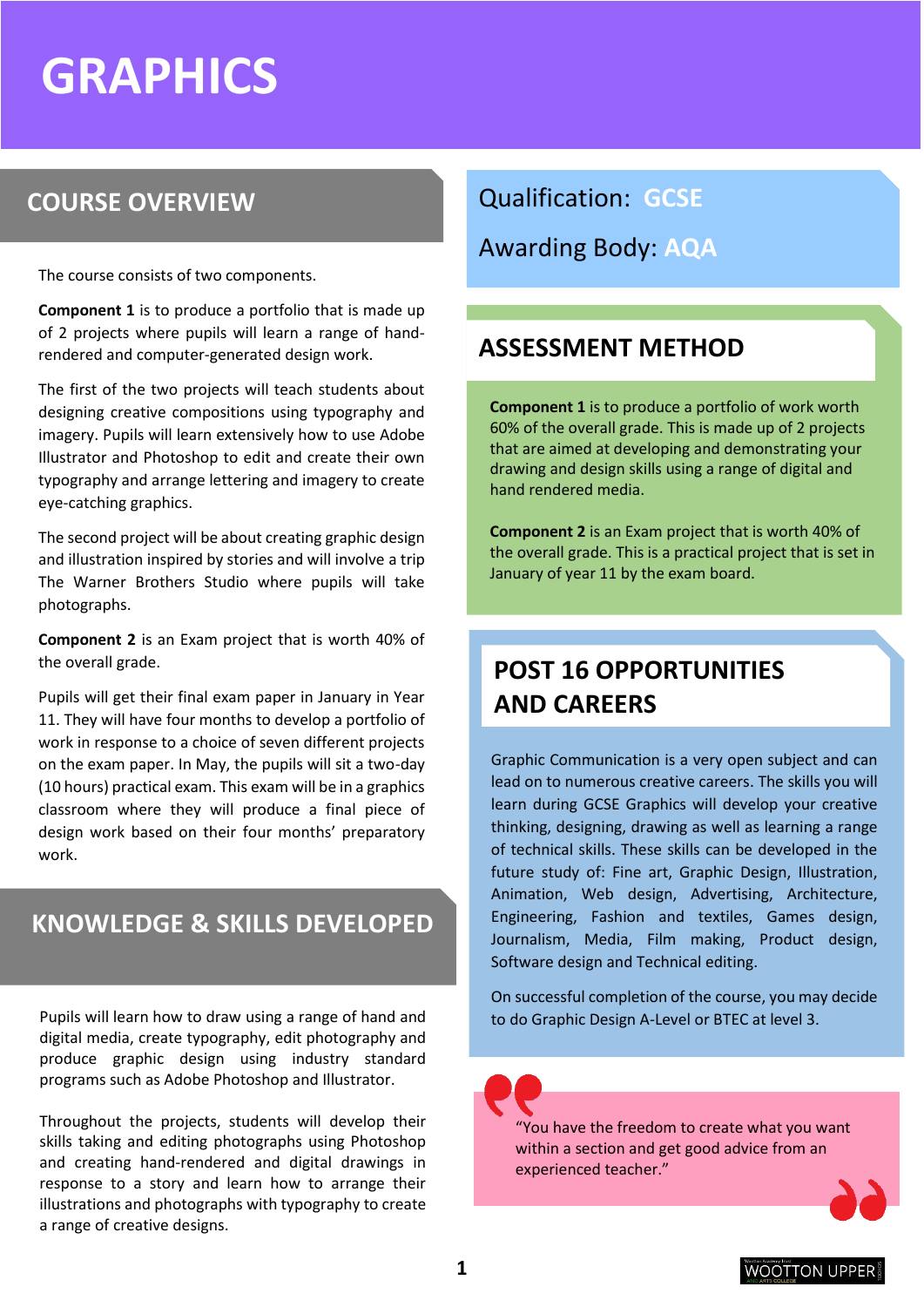# GRAPHICS

## COURSE OVERVIEW

The course consists of two components.

**Component 1** is to produce a portfolio that is made up of 2 projects where pupils will learn a range of hand-rendered and computer-generated design work.

The first of the two projects will teach students about designing creative compositions using typography and imagery. Pupils will learn extensively how to use Adobe Illustrator and Photoshop to edit and create their own typography and arrange lettering and imagery to create eye-catching graphics.

The second project will be about creating graphic design and illustration inspired by stories and will involve a trip The Warner Brothers Studio where pupils will take photographs.

**Component 2** is an Exam project that is worth 40% of the overall grade.

Pupils will get their final exam paper in January in Year 11. They will have four months to develop a portfolio of work in response to a choice of seven different projects on the exam paper. In May, the pupils will sit a two-day (10 hours) practical exam. This exam will be in a graphics classroom where they will produce a final piece of design work based on their four months' preparatory work.

## KNOWLEDGE & SKILLS DEVELOPED

Pupils will learn how to draw using a range of hand and digital media, create typography, edit photography and produce graphic design using industry standard programs such as Adobe Photoshop and Illustrator.

Throughout the projects, students will develop their skills taking and editing photographs using Photoshop and creating hand-rendered and digital drawings in response to a story and learn how to arrange their illustrations and photographs with typography to create a range of creative designs.

Qualification: **GCSE**

Awarding Body: **AQA**

## ASSESSMENT METHOD

**Component 1** is to produce a portfolio of work worth 60% of the overall grade. This is made up of 2 projects that are aimed at developing and demonstrating your drawing and design skills using a range of digital and hand rendered media.

**Component 2** is an Exam project that is worth 40% of the overall grade. This is a practical project that is set in January of year 11 by the exam board.

## POST 16 OPPORTUNITIES AND CAREERS

Graphic Communication is a very open subject and can lead on to numerous creative careers. The skills you will learn during GCSE Graphics will develop your creative thinking, designing, drawing as well as learning a range of technical skills. These skills can be developed in the future study of: Fine art, Graphic Design, Illustration, Animation, Web design, Advertising, Architecture, Engineering, Fashion and textiles, Games design, Journalism, Media, Film making, Product design, Software design and Technical editing.

On successful completion of the course, you may decide to do Graphic Design A-Level or BTEC at level 3.

"You have the freedom to create what you want within a section and get good advice from an experienced teacher."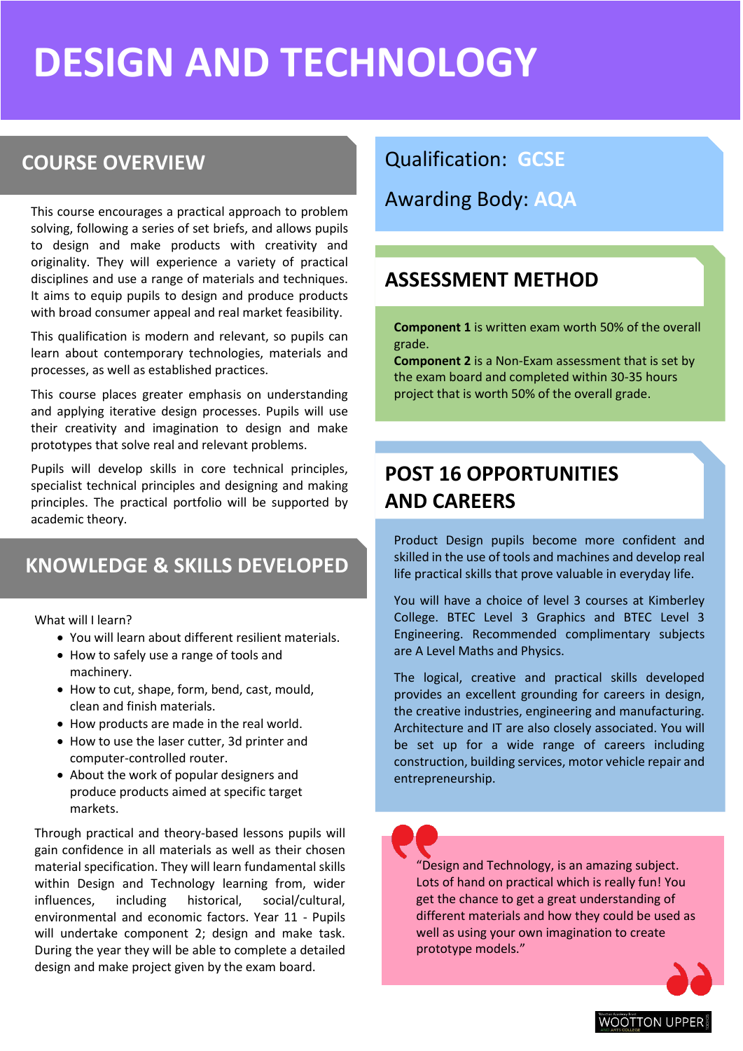# DESIGN AND TECHNOLOGY

## COURSE OVERVIEW

This course encourages a practical approach to problem solving, following a series of set briefs, and allows pupils to design and make products with creativity and originality. They will experience a variety of practical disciplines and use a range of materials and techniques. It aims to equip pupils to design and produce products with broad consumer appeal and real market feasibility.

This qualification is modern and relevant, so pupils can learn about contemporary technologies, materials and processes, as well as established practices.

This course places greater emphasis on understanding and applying iterative design processes. Pupils will use their creativity and imagination to design and make prototypes that solve real and relevant problems.

Pupils will develop skills in core technical principles, specialist technical principles and designing and making principles. The practical portfolio will be supported by academic theory.

## KNOWLEDGE & SKILLS DEVELOPED

What will I learn?

- You will learn about different resilient materials.
- How to safely use a range of tools and machinery.
- How to cut, shape, form, bend, cast, mould, clean and finish materials.
- How products are made in the real world.
- How to use the laser cutter, 3d printer and computer-controlled router.
- About the work of popular designers and produce products aimed at specific target markets.

Through practical and theory-based lessons pupils will gain confidence in all materials as well as their chosen material specification. They will learn fundamental skills within Design and Technology learning from, wider influences, including historical, social/cultural, environmental and economic factors. Year 11 - Pupils will undertake component 2; design and make task. During the year they will be able to complete a detailed design and make project given by the exam board.

Qualification: **GCSE**

Awarding Body: **AQA**

## ASSESSMENT METHOD

**Component 1** is written exam worth 50% of the overall grade.
**Component 2** is a Non-Exam assessment that is set by the exam board and completed within 30-35 hours project that is worth 50% of the overall grade.

## POST 16 OPPORTUNITIES AND CAREERS

Product Design pupils become more confident and skilled in the use of tools and machines and develop real life practical skills that prove valuable in everyday life.

You will have a choice of level 3 courses at Kimberley College. BTEC Level 3 Graphics and BTEC Level 3 Engineering. Recommended complimentary subjects are A Level Maths and Physics.

The logical, creative and practical skills developed provides an excellent grounding for careers in design, the creative industries, engineering and manufacturing. Architecture and IT are also closely associated. You will be set up for a wide range of careers including construction, building services, motor vehicle repair and entrepreneurship.

"Design and Technology, is an amazing subject. Lots of hand on practical which is really fun! You get the chance to get a great understanding of different materials and how they could be used as well as using your own imagination to create prototype models."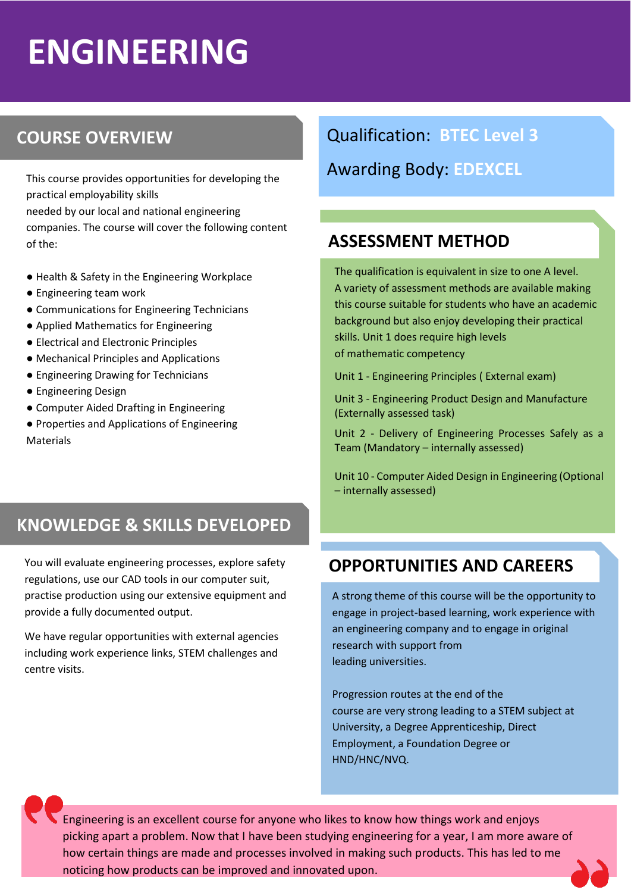# ENGINEERING

## COURSE OVERVIEW

This course provides opportunities for developing the practical employability skills needed by our local and national engineering companies. The course will cover the following content of the:

- Health & Safety in the Engineering Workplace
- Engineering team work
- Communications for Engineering Technicians
- Applied Mathematics for Engineering
- Electrical and Electronic Principles
- Mechanical Principles and Applications
- Engineering Drawing for Technicians
- Engineering Design
- Computer Aided Drafting in Engineering
- Properties and Applications of Engineering Materials

## KNOWLEDGE & SKILLS DEVELOPED

You will evaluate engineering processes, explore safety regulations, use our CAD tools in our computer suit, practise production using our extensive equipment and provide a fully documented output.

We have regular opportunities with external agencies including work experience links, STEM challenges and centre visits.

Qualification: **BTEC Level 3**

Awarding Body: **EDEXCEL**

## ASSESSMENT METHOD

The qualification is equivalent in size to one A level. A variety of assessment methods are available making this course suitable for students who have an academic background but also enjoy developing their practical skills. Unit 1 does require high levels of mathematic competency

Unit 1 - Engineering Principles ( External exam)

Unit 3 - Engineering Product Design and Manufacture (Externally assessed task)

Unit 2 - Delivery of Engineering Processes Safely as a Team (Mandatory – internally assessed)

Unit 10 - Computer Aided Design in Engineering (Optional – internally assessed)

## OPPORTUNITIES AND CAREERS

A strong theme of this course will be the opportunity to engage in project-based learning, work experience with an engineering company and to engage in original research with support from leading universities.

Progression routes at the end of the course are very strong leading to a STEM subject at University, a Degree Apprenticeship, Direct Employment, a Foundation Degree or HND/HNC/NVQ.

> Engineering is an excellent course for anyone who likes to know how things work and enjoys picking apart a problem. Now that I have been studying engineering for a year, I am more aware of how certain things are made and processes involved in making such products. This has led to me noticing how products can be improved and innovated upon.